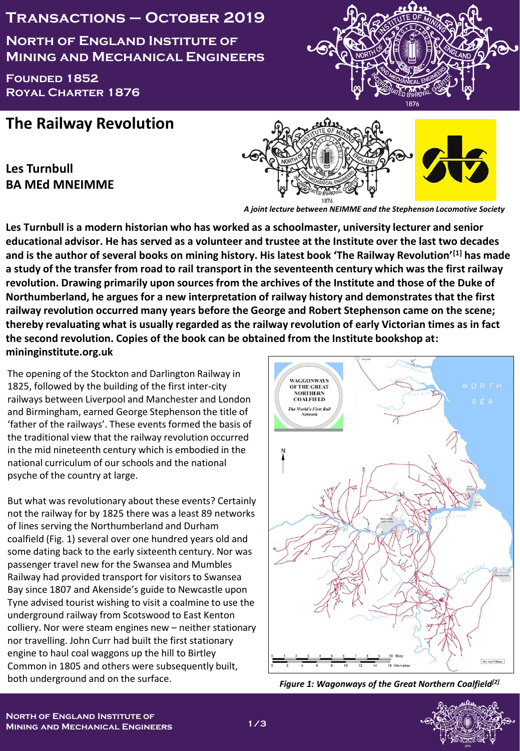# Transactions – October 2019

## North of England Institute of Mining and Mechanical Engineers

Founded 1852
Royal Charter 1876

# The Railway Revolution

**Les Turnbull**
**BA MEd MNEIMME**

*A joint lecture between NEIMME and the Stephenson Locomotive Society*

**Les Turnbull is a modern historian who has worked as a schoolmaster, university lecturer and senior educational advisor. He has served as a volunteer and trustee at the Institute over the last two decades and is the author of several books on mining history. His latest book 'The Railway Revolution'[1] has made a study of the transfer from road to rail transport in the seventeenth century which was the first railway revolution. Drawing primarily upon sources from the archives of the Institute and those of the Duke of Northumberland, he argues for a new interpretation of railway history and demonstrates that the first railway revolution occurred many years before the George and Robert Stephenson came on the scene; thereby revaluating what is usually regarded as the railway revolution of early Victorian times as in fact the second revolution. Copies of the book can be obtained from the Institute bookshop at: mininginstitute.org.uk**

The opening of the Stockton and Darlington Railway in 1825, followed by the building of the first inter-city railways between Liverpool and Manchester and London and Birmingham, earned George Stephenson the title of 'father of the railways'. These events formed the basis of the traditional view that the railway revolution occurred in the mid nineteenth century which is embodied in the national curriculum of our schools and the national psyche of the country at large.

But what was revolutionary about these events? Certainly not the railway for by 1825 there was a least 89 networks of lines serving the Northumberland and Durham coalfield (Fig. 1) several over one hundred years old and some dating back to the early sixteenth century. Nor was passenger travel new for the Swansea and Mumbles Railway had provided transport for visitors to Swansea Bay since 1807 and Akenside's guide to Newcastle upon Tyne advised tourist wishing to visit a coalmine to use the underground railway from Scotswood to East Kenton colliery. Nor were steam engines new – neither stationary nor travelling. John Curr had built the first stationary engine to haul coal waggons up the hill to Birtley Common in 1805 and others were subsequently built, both underground and on the surface.

*Figure 1: Wagonways of the Great Northern Coalfield[2]*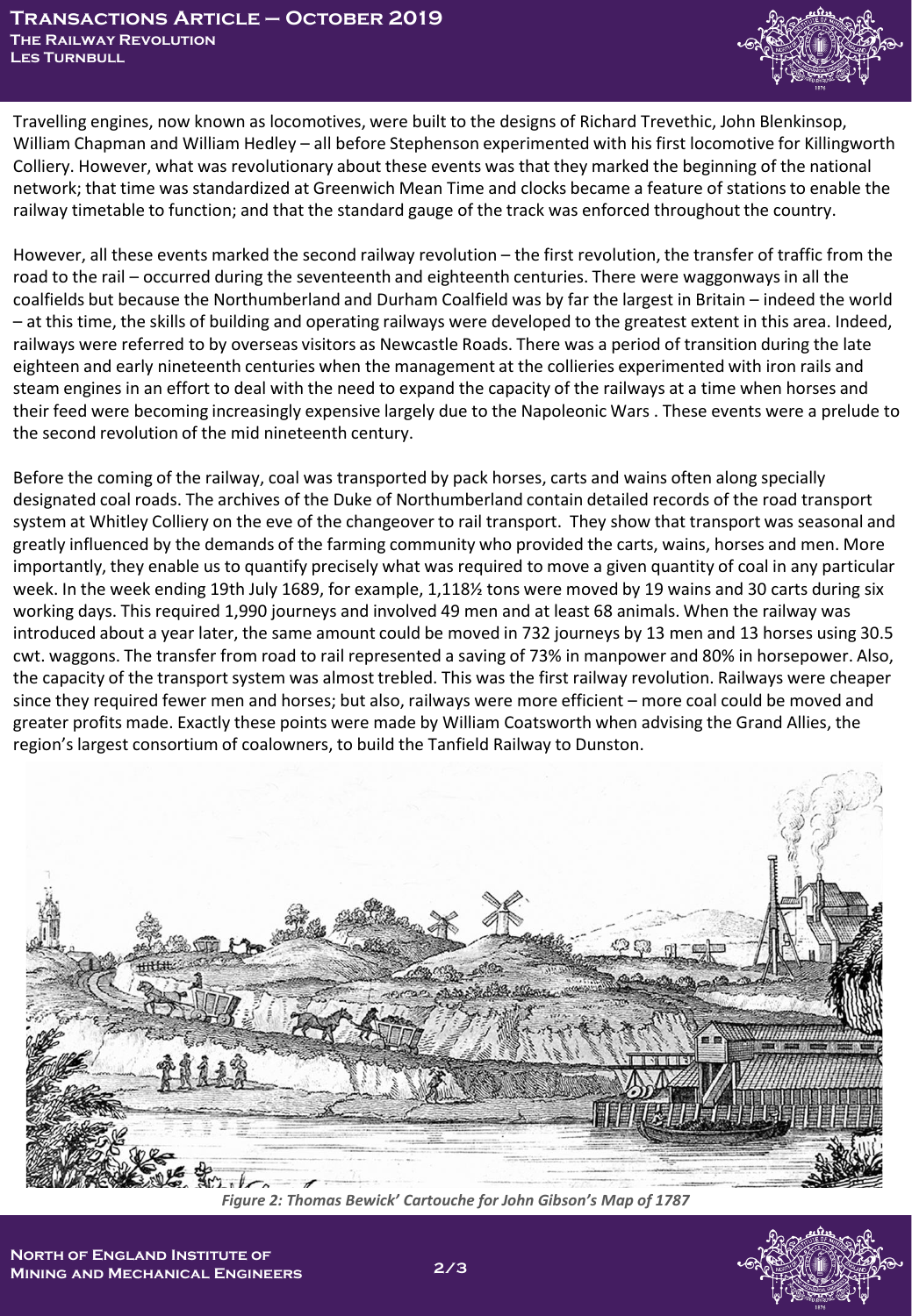Travelling engines, now known as locomotives, were built to the designs of Richard Trevethic, John Blenkinsop, William Chapman and William Hedley – all before Stephenson experimented with his first locomotive for Killingworth Colliery. However, what was revolutionary about these events was that they marked the beginning of the national network; that time was standardized at Greenwich Mean Time and clocks became a feature of stations to enable the railway timetable to function; and that the standard gauge of the track was enforced throughout the country.

However, all these events marked the second railway revolution – the first revolution, the transfer of traffic from the road to the rail – occurred during the seventeenth and eighteenth centuries. There were waggonways in all the coalfields but because the Northumberland and Durham Coalfield was by far the largest in Britain – indeed the world – at this time, the skills of building and operating railways were developed to the greatest extent in this area. Indeed, railways were referred to by overseas visitors as Newcastle Roads. There was a period of transition during the late eighteen and early nineteenth centuries when the management at the collieries experimented with iron rails and steam engines in an effort to deal with the need to expand the capacity of the railways at a time when horses and their feed were becoming increasingly expensive largely due to the Napoleonic Wars . These events were a prelude to the second revolution of the mid nineteenth century.

Before the coming of the railway, coal was transported by pack horses, carts and wains often along specially designated coal roads. The archives of the Duke of Northumberland contain detailed records of the road transport system at Whitley Colliery on the eve of the changeover to rail transport. They show that transport was seasonal and greatly influenced by the demands of the farming community who provided the carts, wains, horses and men. More importantly, they enable us to quantify precisely what was required to move a given quantity of coal in any particular week. In the week ending 19th July 1689, for example, 1,118½ tons were moved by 19 wains and 30 carts during six working days. This required 1,990 journeys and involved 49 men and at least 68 animals. When the railway was introduced about a year later, the same amount could be moved in 732 journeys by 13 men and 13 horses using 30.5 cwt. waggons. The transfer from road to rail represented a saving of 73% in manpower and 80% in horsepower. Also, the capacity of the transport system was almost trebled. This was the first railway revolution. Railways were cheaper since they required fewer men and horses; but also, railways were more efficient – more coal could be moved and greater profits made. Exactly these points were made by William Coatsworth when advising the Grand Allies, the region's largest consortium of coalowners, to build the Tanfield Railway to Dunston.

*Figure 2: Thomas Bewick' Cartouche for John Gibson's Map of 1787*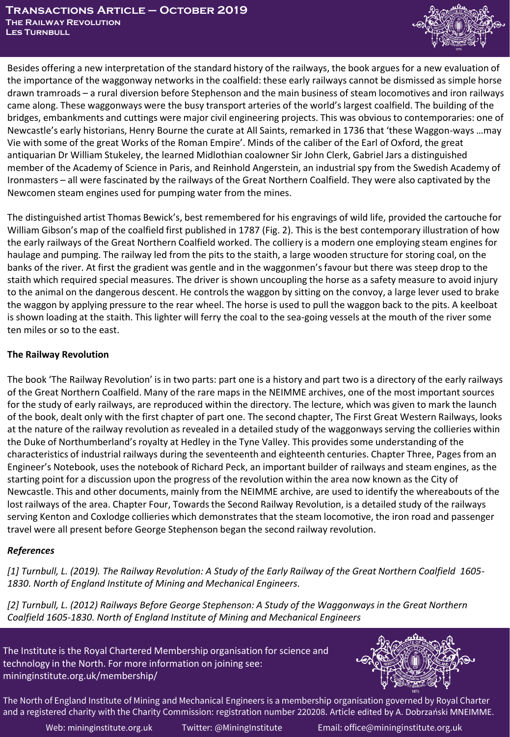Besides offering a new interpretation of the standard history of the railways, the book argues for a new evaluation of the importance of the waggonway networks in the coalfield: these early railways cannot be dismissed as simple horse drawn tramroads – a rural diversion before Stephenson and the main business of steam locomotives and iron railways came along. These waggonways were the busy transport arteries of the world's largest coalfield. The building of the bridges, embankments and cuttings were major civil engineering projects. This was obvious to contemporaries: one of Newcastle's early historians, Henry Bourne the curate at All Saints, remarked in 1736 that 'these Waggon-ways …may Vie with some of the great Works of the Roman Empire'. Minds of the caliber of the Earl of Oxford, the great antiquarian Dr William Stukeley, the learned Midlothian coalowner Sir John Clerk, Gabriel Jars a distinguished member of the Academy of Science in Paris, and Reinhold Angerstein, an industrial spy from the Swedish Academy of Ironmasters – all were fascinated by the railways of the Great Northern Coalfield. They were also captivated by the Newcomen steam engines used for pumping water from the mines.

The distinguished artist Thomas Bewick's, best remembered for his engravings of wild life, provided the cartouche for William Gibson's map of the coalfield first published in 1787 (Fig. 2). This is the best contemporary illustration of how the early railways of the Great Northern Coalfield worked. The colliery is a modern one employing steam engines for haulage and pumping. The railway led from the pits to the staith, a large wooden structure for storing coal, on the banks of the river. At first the gradient was gentle and in the waggonmen's favour but there was steep drop to the staith which required special measures. The driver is shown uncoupling the horse as a safety measure to avoid injury to the animal on the dangerous descent. He controls the waggon by sitting on the convoy, a large lever used to brake the waggon by applying pressure to the rear wheel. The horse is used to pull the waggon back to the pits. A keelboat is shown loading at the staith. This lighter will ferry the coal to the sea-going vessels at the mouth of the river some ten miles or so to the east.

**The Railway Revolution**

The book 'The Railway Revolution' is in two parts: part one is a history and part two is a directory of the early railways of the Great Northern Coalfield. Many of the rare maps in the NEIMME archives, one of the most important sources for the study of early railways, are reproduced within the directory. The lecture, which was given to mark the launch of the book, dealt only with the first chapter of part one. The second chapter, The First Great Western Railways, looks at the nature of the railway revolution as revealed in a detailed study of the waggonways serving the collieries within the Duke of Northumberland's royalty at Hedley in the Tyne Valley. This provides some understanding of the characteristics of industrial railways during the seventeenth and eighteenth centuries. Chapter Three, Pages from an Engineer's Notebook, uses the notebook of Richard Peck, an important builder of railways and steam engines, as the starting point for a discussion upon the progress of the revolution within the area now known as the City of Newcastle. This and other documents, mainly from the NEIMME archive, are used to identify the whereabouts of the lost railways of the area. Chapter Four, Towards the Second Railway Revolution, is a detailed study of the railways serving Kenton and Coxlodge collieries which demonstrates that the steam locomotive, the iron road and passenger travel were all present before George Stephenson began the second railway revolution.

***References***

*[1] Turnbull, L. (2019). The Railway Revolution: A Study of the Early Railway of the Great Northern Coalfield 1605-1830. North of England Institute of Mining and Mechanical Engineers.*

*[2] Turnbull, L. (2012) Railways Before George Stephenson: A Study of the Waggonways in the Great Northern Coalfield 1605-1830. North of England Institute of Mining and Mechanical Engineers*

The Institute is the Royal Chartered Membership organisation for science and technology in the North. For more information on joining see: mininginstitute.org.uk/membership/

The North of England Institute of Mining and Mechanical Engineers is a membership organisation governed by Royal Charter and a registered charity with the Charity Commission: registration number 220208. Article edited by A. Dobrzański MNEIMME.

Web: mininginstitute.org.uk Twitter: @MiningInstitute Email: office@mininginstitute.org.uk